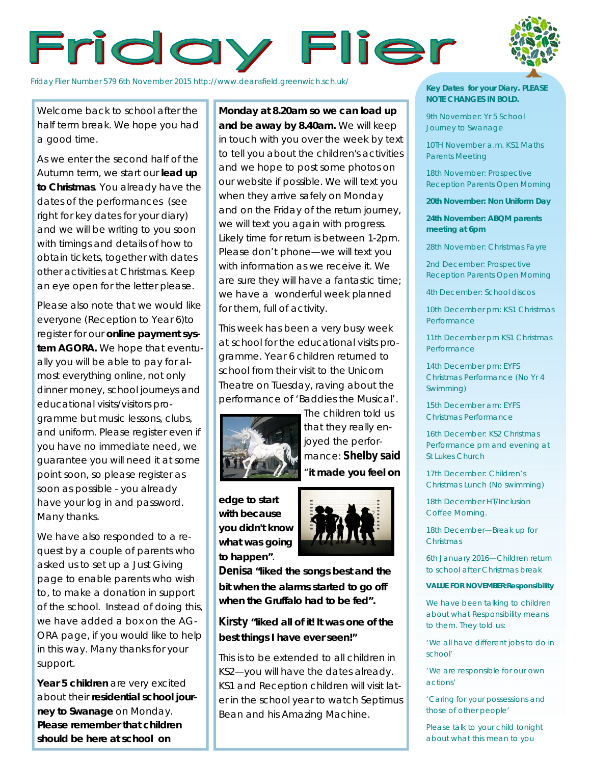# Friday Flier

Friday Flier Number 579 6th November 2015 http://www.deansfield.greenwich.sch.uk/

Welcome back to school after the half term break. We hope you had a good time.

As we enter the second half of the Autumn term, we start our **lead up to Christmas**. You already have the dates of the performances (see right for key dates for your diary) and we will be writing to you soon with timings and details of how to obtain tickets, together with dates other activities at Christmas. Keep an eye open for the letter please.

Please also note that we would like everyone (Reception to Year 6)to register for our **online payment system AGORA.** We hope that eventually you will be able to pay for almost everything online, not only dinner money, school journeys and educational visits/visitors programme but music lessons, clubs, and uniform. Please register even if you have no immediate need, we guarantee you will need it at some point soon, so please register as soon as possible - you already have your log in and password. Many thanks.

We have also responded to a request by a couple of parents who asked us to set up a Just Giving page to enable parents who wish to, to make a donation in support of the school. Instead of doing this, we have added a box on the AGORA page, if you would like to help in this way. Many thanks for your support.

**Year 5 children** are very excited about their **residential school journey to Swanage** on Monday. **Please remember that children should be here at school on Monday at 8.20am so we can load up and be away by 8.40am.** We will keep in touch with you over the week by text to tell you about the children's activities and we hope to post some photos on our website if possible. We will text you when they arrive safely on Monday and on the Friday of the return journey, we will text you again with progress. Likely time for return is between 1-2pm. Please don't phone—we will text you with information as we receive it. We are sure they will have a fantastic time; we have a wonderful week planned for them, full of activity.

This week has been a very busy week at school for the educational visits programme. Year 6 children returned to school from their visit to the Unicorn Theatre on Tuesday, raving about the performance of 'Baddies the Musical'. The children told us that they really enjoyed the performance: **Shelby said "it made you feel on edge to start with because you didn't know what was going to happen".**

**Denisa "liked the songs best and the bit when the alarms started to go off when the Gruffalo had to be fed".**

**Kirsty "liked all of it! It was one of the best things I have ever seen!"**

This is to be extended to all children in KS2—you will have the dates already. KS1 and Reception children will visit later in the school year to watch Septimus Bean and his Amazing Machine.

**Key Dates for your Diary. PLEASE NOTE CHANGES IN BOLD.**

9th November: Yr 5 School Journey to Swanage

10TH November a.m. KS1 Maths Parents Meeting

18th November: Prospective Reception Parents Open Morning

**20th November: Non Uniform Day**

**24th November: ABQM parents meeting at 6pm**

28th November: Christmas Fayre

2nd December: Prospective Reception Parents Open Morning

4th December: School discos

10th December pm: KS1 Christmas Performance

11th December pm KS1 Christmas Performance

14th December pm: EYFS Christmas Performance (No Yr 4 Swimming)

15th December am: EYFS Christmas Performance

16th December: KS2 Christmas Performance pm and evening at St Lukes Church

17th December: Children's Christmas Lunch (No swimming)

18th December HT/Inclusion Coffee Morning.

18th December—Break up for Christmas

6th January 2016—Children return to school after Christmas break

**VALUE FOR NOVEMBER:Responsibility**

We have been talking to children about what Responsibility means to them. They told us:

'We all have different jobs to do in school'

'We are responsible for our own actions'

'Caring for your possessions and those of other people'

Please talk to your child tonight about what this mean to you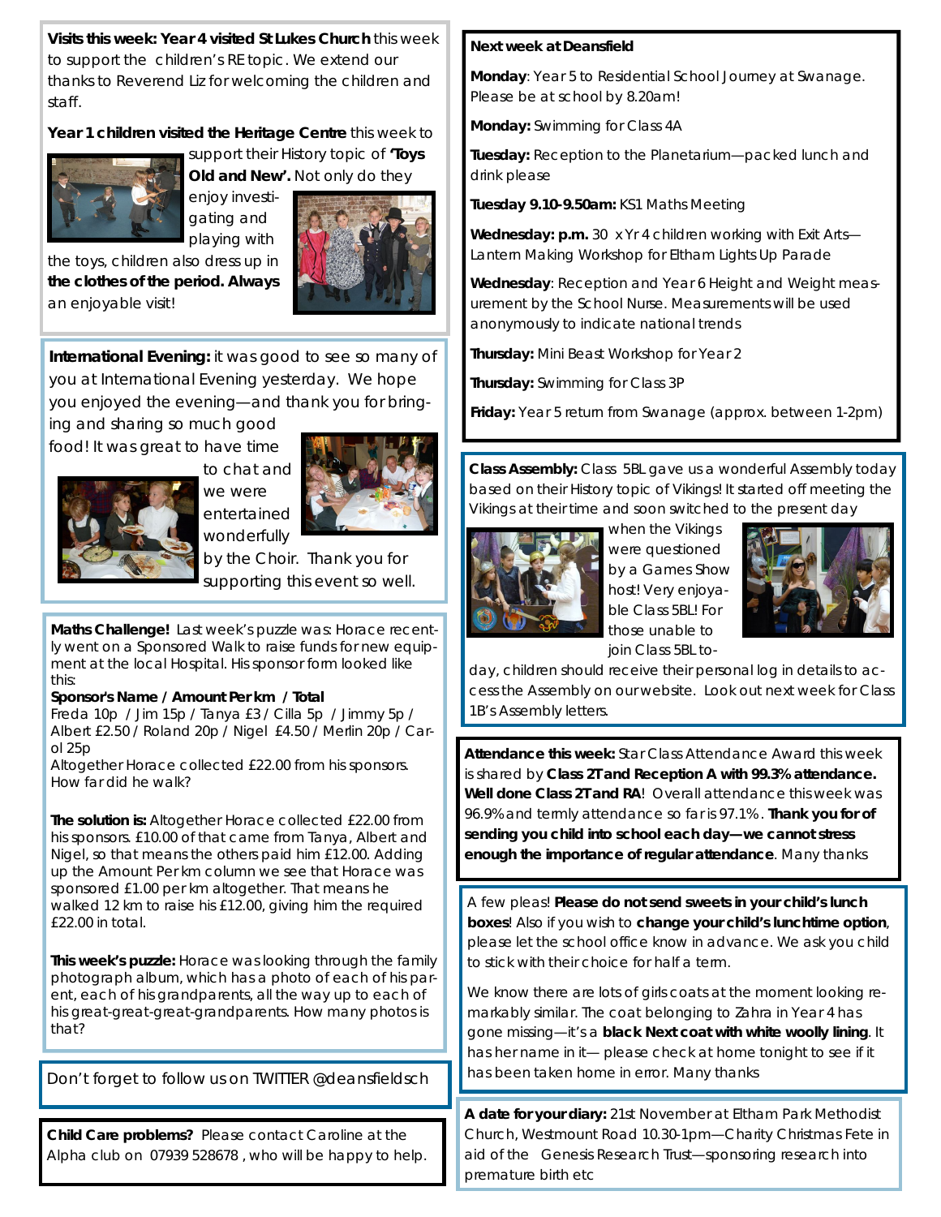**Visits this week: Year 4 visited St Lukes Church** this week to support the children's RE topic. We extend our thanks to Reverend Liz for welcoming the children and staff.

**Year 1 children visited the Heritage Centre** this week to support their History topic of **'Toys Old and New'.** Not only do they enjoy investigating and playing with the toys, children also dress up in **the clothes of the period. Always** an enjoyable visit!

**International Evening:** it was good to see so many of you at International Evening yesterday. We hope you enjoyed the evening—and thank you for bringing and sharing so much good food! It was great to have time to chat and we were entertained wonderfully by the Choir. Thank you for supporting this event so well.

**Maths Challenge!** Last week's puzzle was: Horace recently went on a Sponsored Walk to raise funds for new equipment at the local Hospital. His sponsor form looked like this:

**Sponsor's Name / Amount Per km / Total**
Freda 10p / Jim 15p / Tanya £3 / Cilla 5p / Jimmy 5p / Albert £2.50 / Roland 20p / Nigel £4.50 / Merlin 20p / Carol 25p
Altogether Horace collected £22.00 from his sponsors. How far did he walk?

**The solution is:** Altogether Horace collected £22.00 from his sponsors. £10.00 of that came from Tanya, Albert and Nigel, so that means the others paid him £12.00. Adding up the Amount Per km column we see that Horace was sponsored £1.00 per km altogether. That means he walked 12 km to raise his £12.00, giving him the required £22.00 in total.

**This week's puzzle:** Horace was looking through the family photograph album, which has a photo of each of his parent, each of his grandparents, all the way up to each of his great-great-great-grandparents. How many photos is that?

Don't forget to follow us on TWITTER @deansfieldsch

**Child Care problems?** Please contact Caroline at the Alpha club on 07939 528678 , who will be happy to help.

**Next week at Deansfield**

**Monday**: Year 5 to Residential School Journey at Swanage. Please be at school by 8.20am!

**Monday:** Swimming for Class 4A

**Tuesday:** Reception to the Planetarium—packed lunch and drink please

**Tuesday 9.10-9.50am:** KS1 Maths Meeting

**Wednesday: p.m.** 30 x Yr 4 children working with Exit Arts—Lantern Making Workshop for Eltham Lights Up Parade

**Wednesday**: Reception and Year 6 Height and Weight measurement by the School Nurse. Measurements will be used anonymously to indicate national trends

**Thursday:** Mini Beast Workshop for Year 2

**Thursday:** Swimming for Class 3P

**Friday:** Year 5 return from Swanage (approx. between 1-2pm)

**Class Assembly:** Class 5BL gave us a wonderful Assembly today based on their History topic of Vikings! It started off meeting the Vikings at their time and soon switched to the present day when the Vikings were questioned by a Games Show host! Very enjoyable Class 5BL! For those unable to join Class 5BL today, children should receive their personal log in details to access the Assembly on our website. Look out next week for Class 1B's Assembly letters.

**Attendance this week:** Star Class Attendance Award this week is shared by **Class 2T and Reception A with 99.3% attendance. Well done Class 2T and RA**! Overall attendance this week was 96.9% and termly attendance so far is 97.1%. **Thank you for of sending you child into school each day—we cannot stress enough the importance of regular attendance**. Many thanks

A few pleas! **Please do not send sweets in your child's lunch boxes**! Also if you wish to **change your child's lunchtime option**, please let the school office know in advance. We ask you child to stick with their choice for half a term.

We know there are lots of girls coats at the moment looking remarkably similar. The coat belonging to Zahra in Year 4 has gone missing—it's a **black Next coat with white woolly lining**. It has her name in it— please check at home tonight to see if it has been taken home in error. Many thanks

**A date for your diary:** 21st November at Eltham Park Methodist Church, Westmount Road 10.30-1pm—Charity Christmas Fete in aid of the Genesis Research Trust—sponsoring research into premature birth etc